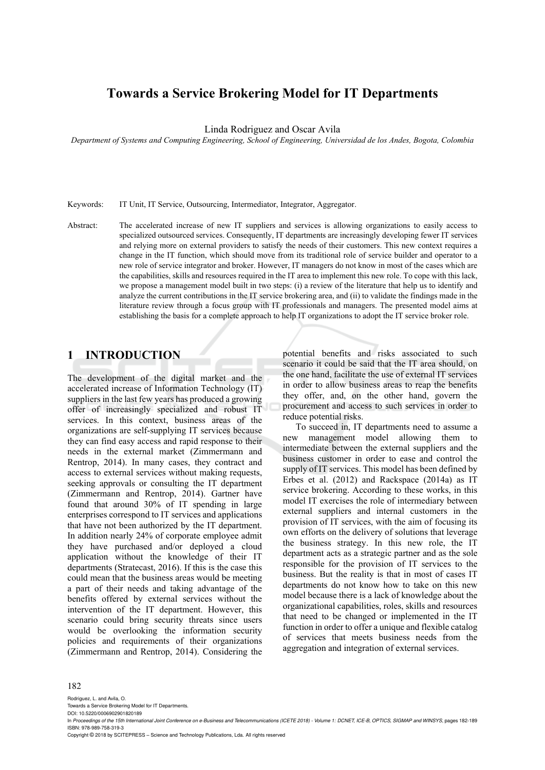# Towards a Service Brokering Model for IT Departments

Linda Rodriguez and Oscar Avila

*Department of Systems and Computing Engineering, School of Engineering, Universidad de los Andes, Bogota, Colombia*

Keywords: IT Unit, IT Service, Outsourcing, Intermediator, Integrator, Aggregator.

Abstract: The accelerated increase of new IT suppliers and services is allowing organizations to easily access to specialized outsourced services. Consequently, IT departments are increasingly developing fewer IT services and relying more on external providers to satisfy the needs of their customers. This new context requires a change in the IT function, which should move from its traditional role of service builder and operator to a new role of service integrator and broker. However, IT managers do not know in most of the cases which are the capabilities, skills and resources required in the IT area to implement this new role. To cope with this lack, we propose a management model built in two steps: (i) a review of the literature that help us to identify and analyze the current contributions in the IT service brokering area, and (ii) to validate the findings made in the literature review through a focus group with IT professionals and managers. The presented model aims at establishing the basis for a complete approach to help IT organizations to adopt the IT service broker role.

## 1 INTRODUCTION

The development of the digital market and the accelerated increase of Information Technology (IT) suppliers in the last few years has produced a growing offer of increasingly specialized and robust IT services. In this context, business areas of the organizations are self-supplying IT services because they can find easy access and rapid response to their needs in the external market (Zimmermann and Rentrop, 2014). In many cases, they contract and access to external services without making requests, seeking approvals or consulting the IT department (Zimmermann and Rentrop, 2014). Gartner have found that around 30% of IT spending in large enterprises correspond to IT services and applications that have not been authorized by the IT department. In addition nearly 24% of corporate employee admit they have purchased and/or deployed a cloud application without the knowledge of their IT departments (Stratecast, 2016). If this is the case this could mean that the business areas would be meeting a part of their needs and taking advantage of the benefits offered by external services without the intervention of the IT department. However, this scenario could bring security threats since users would be overlooking the information security policies and requirements of their organizations (Zimmermann and Rentrop, 2014). Considering the potential benefits and risks associated to such scenario it could be said that the IT area should, on the one hand, facilitate the use of external IT services in order to allow business areas to reap the benefits they offer, and, on the other hand, govern the procurement and access to such services in order to reduce potential risks.

To succeed in, IT departments need to assume a new management model allowing them to intermediate between the external suppliers and the business customer in order to ease and control the supply of IT services. This model has been defined by Erbes et al. (2012) and Rackspace (2014a) as IT service brokering. According to these works, in this model IT exercises the role of intermediary between external suppliers and internal customers in the provision of IT services, with the aim of focusing its own efforts on the delivery of solutions that leverage the business strategy. In this new role, the IT department acts as a strategic partner and as the sole responsible for the provision of IT services to the business. But the reality is that in most of cases IT departments do not know how to take on this new model because there is a lack of knowledge about the organizational capabilities, roles, skills and resources that need to be changed or implemented in the IT function in order to offer a unique and flexible catalog of services that meets business needs from the aggregation and integration of external services.

Rodriguez, L. and Avila, O.
Towards a Service Brokering Model for IT Departments.
DOI: 10.5220/0006902901820189
In *Proceedings of the 15th International Joint Conference on e-Business and Telecommunications (ICETE 2018) - Volume 1: DCNET, ICE-B, OPTICS, SIGMAP and WINSYS*, pages 182-189
ISBN: 978-989-758-319-3
Copyright © 2018 by SCITEPRESS – Science and Technology Publications, Lda. All rights reserved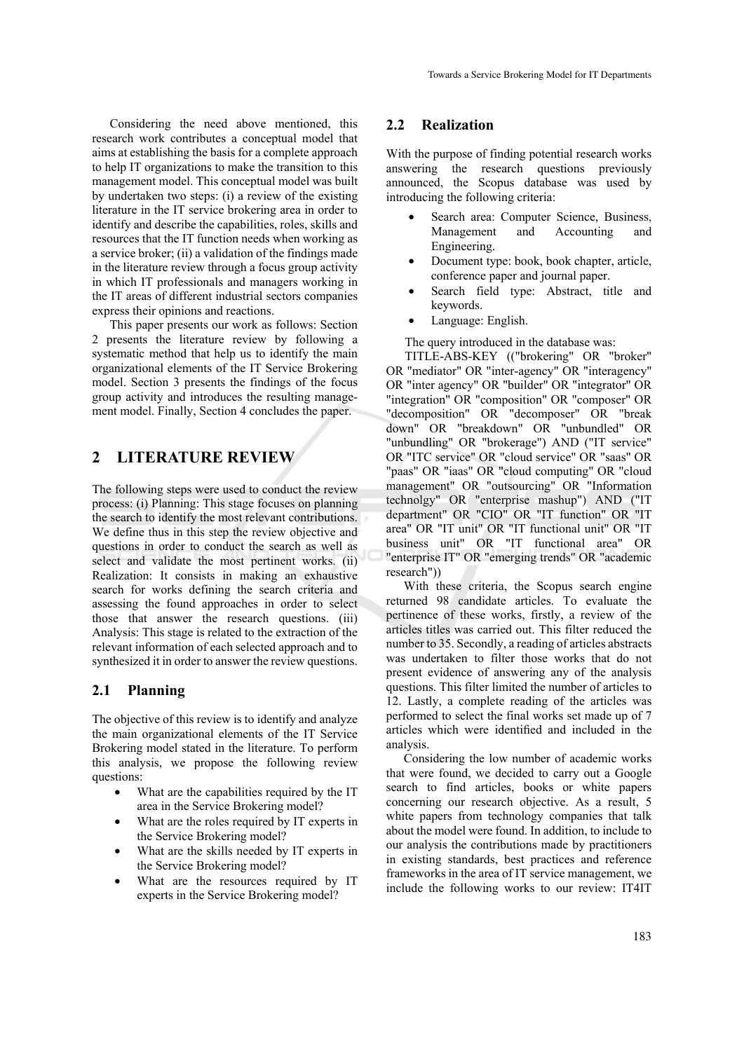Considering the need above mentioned, this research work contributes a conceptual model that aims at establishing the basis for a complete approach to help IT organizations to make the transition to this management model. This conceptual model was built by undertaken two steps: (i) a review of the existing literature in the IT service brokering area in order to identify and describe the capabilities, roles, skills and resources that the IT function needs when working as a service broker; (ii) a validation of the findings made in the literature review through a focus group activity in which IT professionals and managers working in the IT areas of different industrial sectors companies express their opinions and reactions.

This paper presents our work as follows: Section 2 presents the literature review by following a systematic method that help us to identify the main organizational elements of the IT Service Brokering model. Section 3 presents the findings of the focus group activity and introduces the resulting management model. Finally, Section 4 concludes the paper.

## 2 LITERATURE REVIEW

The following steps were used to conduct the review process: (i) Planning: This stage focuses on planning the search to identify the most relevant contributions. We define thus in this step the review objective and questions in order to conduct the search as well as select and validate the most pertinent works. (ii) Realization: It consists in making an exhaustive search for works defining the search criteria and assessing the found approaches in order to select those that answer the research questions. (iii) Analysis: This stage is related to the extraction of the relevant information of each selected approach and to synthesized it in order to answer the review questions.

### 2.1 Planning

The objective of this review is to identify and analyze the main organizational elements of the IT Service Brokering model stated in the literature. To perform this analysis, we propose the following review questions:

- What are the capabilities required by the IT area in the Service Brokering model?
- What are the roles required by IT experts in the Service Brokering model?
- What are the skills needed by IT experts in the Service Brokering model?
- What are the resources required by IT experts in the Service Brokering model?

### 2.2 Realization

With the purpose of finding potential research works answering the research questions previously announced, the Scopus database was used by introducing the following criteria:

- Search area: Computer Science, Business, Management and Accounting and Engineering.
- Document type: book, book chapter, article, conference paper and journal paper.
- Search field type: Abstract, title and keywords.
- Language: English.

The query introduced in the database was:

TITLE-ABS-KEY (("brokering" OR "broker" OR "mediator" OR "inter-agency" OR "interagency" OR "inter agency" OR "builder" OR "integrator" OR "integration" OR "composition" OR "composer" OR "decomposition" OR "decomposer" OR "break down" OR "breakdown" OR "unbundled" OR "unbundling" OR "brokerage") AND ("IT service" OR "ITC service" OR "cloud service" OR "saas" OR "paas" OR "iaas" OR "cloud computing" OR "cloud management" OR "outsourcing" OR "Information technolgy" OR "enterprise mashup") AND ("IT department" OR "CIO" OR "IT function" OR "IT area" OR "IT unit" OR "IT functional unit" OR "IT business unit" OR "IT functional area" OR "enterprise IT" OR "emerging trends" OR "academic research"))

With these criteria, the Scopus search engine returned 98 candidate articles. To evaluate the pertinence of these works, firstly, a review of the articles titles was carried out. This filter reduced the number to 35. Secondly, a reading of articles abstracts was undertaken to filter those works that do not present evidence of answering any of the analysis questions. This filter limited the number of articles to 12. Lastly, a complete reading of the articles was performed to select the final works set made up of 7 articles which were identified and included in the analysis.

Considering the low number of academic works that were found, we decided to carry out a Google search to find articles, books or white papers concerning our research objective. As a result, 5 white papers from technology companies that talk about the model were found. In addition, to include to our analysis the contributions made by practitioners in existing standards, best practices and reference frameworks in the area of IT service management, we include the following works to our review: IT4IT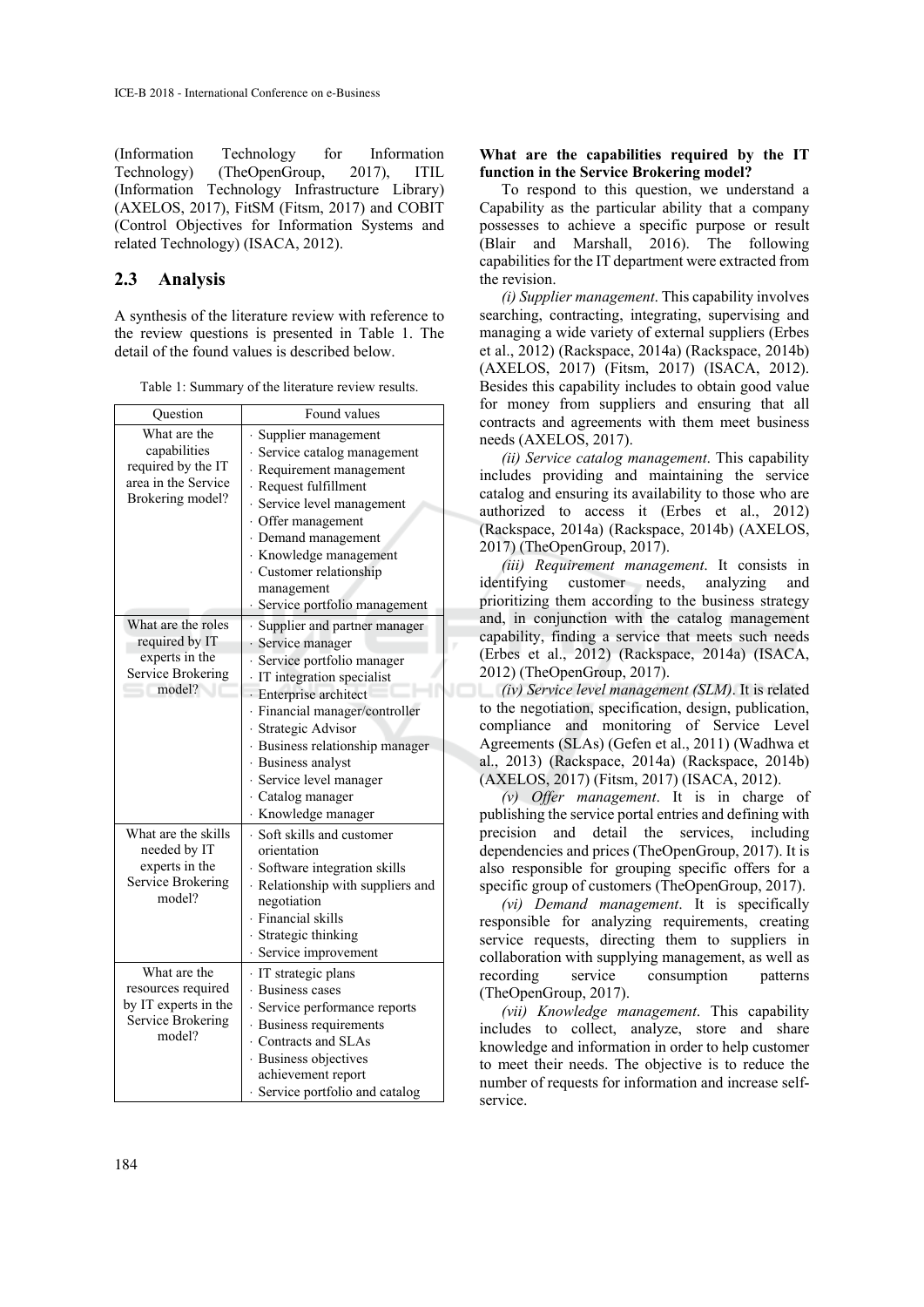(Information Technology for Information Technology) (TheOpenGroup, 2017), ITIL (Information Technology Infrastructure Library) (AXELOS, 2017), FitSM (Fitsm, 2017) and COBIT (Control Objectives for Information Systems and related Technology) (ISACA, 2012).

## 2.3 Analysis

A synthesis of the literature review with reference to the review questions is presented in Table 1. The detail of the found values is described below.

Table 1: Summary of the literature review results.

| Question | Found values |
|---|---|
| What are the capabilities required by the IT area in the Service Brokering model? | · Supplier management<br>· Service catalog management<br>· Requirement management<br>· Request fulfillment<br>· Service level management<br>· Offer management<br>· Demand management<br>· Knowledge management<br>· Customer relationship management<br>· Service portfolio management |
| What are the roles required by IT experts in the Service Brokering model? | · Supplier and partner manager<br>· Service manager<br>· Service portfolio manager<br>· IT integration specialist<br>· Enterprise architect<br>· Financial manager/controller<br>· Strategic Advisor<br>· Business relationship manager<br>· Business analyst<br>· Service level manager<br>· Catalog manager<br>· Knowledge manager |
| What are the skills needed by IT experts in the Service Brokering model? | · Soft skills and customer orientation<br>· Software integration skills<br>· Relationship with suppliers and negotiation<br>· Financial skills<br>· Strategic thinking<br>· Service improvement |
| What are the resources required by IT experts in the Service Brokering model? | · IT strategic plans<br>· Business cases<br>· Service performance reports<br>· Business requirements<br>· Contracts and SLAs<br>· Business objectives achievement report<br>· Service portfolio and catalog |

**What are the capabilities required by the IT function in the Service Brokering model?**

To respond to this question, we understand a Capability as the particular ability that a company possesses to achieve a specific purpose or result (Blair and Marshall, 2016). The following capabilities for the IT department were extracted from the revision.

*(i) Supplier management*. This capability involves searching, contracting, integrating, supervising and managing a wide variety of external suppliers (Erbes et al., 2012) (Rackspace, 2014a) (Rackspace, 2014b) (AXELOS, 2017) (Fitsm, 2017) (ISACA, 2012). Besides this capability includes to obtain good value for money from suppliers and ensuring that all contracts and agreements with them meet business needs (AXELOS, 2017).

*(ii) Service catalog management*. This capability includes providing and maintaining the service catalog and ensuring its availability to those who are authorized to access it (Erbes et al., 2012) (Rackspace, 2014a) (Rackspace, 2014b) (AXELOS, 2017) (TheOpenGroup, 2017).

*(iii) Requirement management*. It consists in identifying customer needs, analyzing and prioritizing them according to the business strategy and, in conjunction with the catalog management capability, finding a service that meets such needs (Erbes et al., 2012) (Rackspace, 2014a) (ISACA, 2012) (TheOpenGroup, 2017).

*(iv) Service level management (SLM)*. It is related to the negotiation, specification, design, publication, compliance and monitoring of Service Level Agreements (SLAs) (Gefen et al., 2011) (Wadhwa et al., 2013) (Rackspace, 2014a) (Rackspace, 2014b) (AXELOS, 2017) (Fitsm, 2017) (ISACA, 2012).

*(v) Offer management*. It is in charge of publishing the service portal entries and defining with precision and detail the services, including dependencies and prices (TheOpenGroup, 2017). It is also responsible for grouping specific offers for a specific group of customers (TheOpenGroup, 2017).

*(vi) Demand management*. It is specifically responsible for analyzing requirements, creating service requests, directing them to suppliers in collaboration with supplying management, as well as recording service consumption patterns (TheOpenGroup, 2017).

*(vii) Knowledge management*. This capability includes to collect, analyze, store and share knowledge and information in order to help customer to meet their needs. The objective is to reduce the number of requests for information and increase self-service.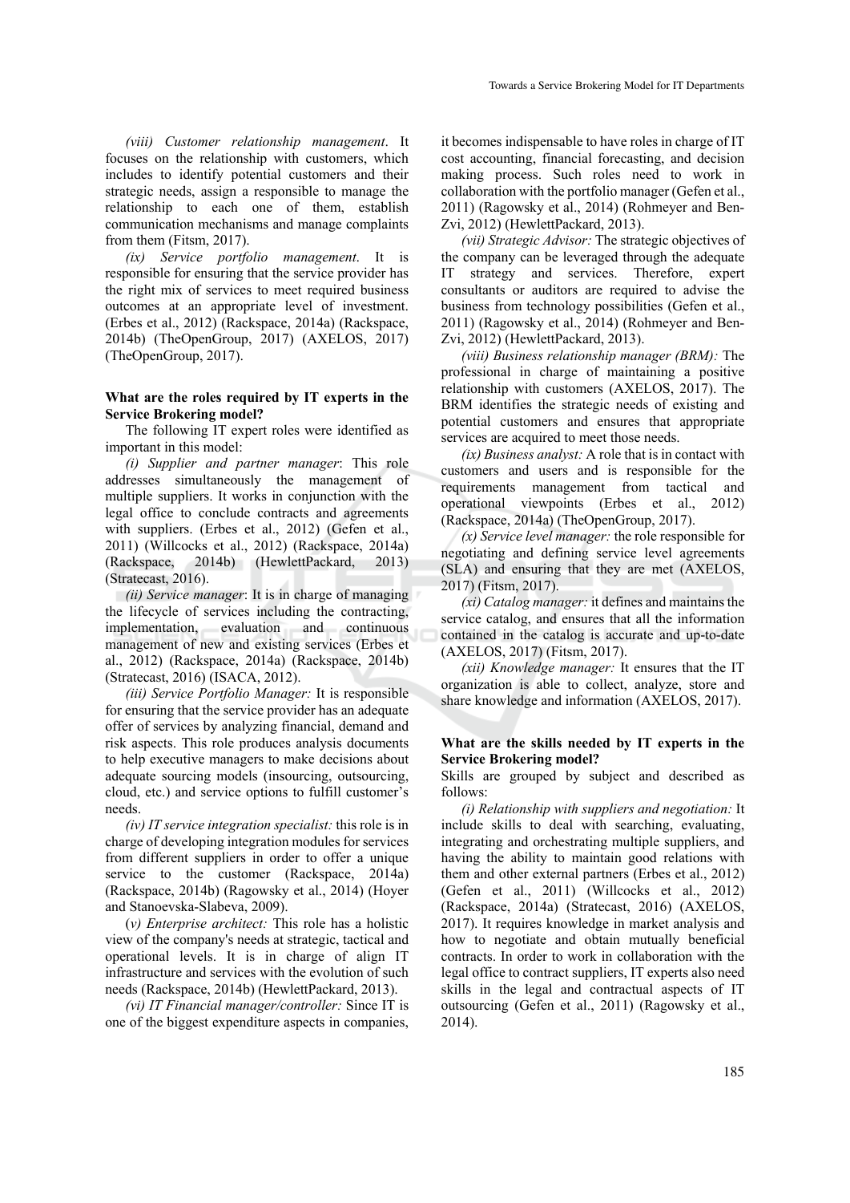*(viii) Customer relationship management*. It focuses on the relationship with customers, which includes to identify potential customers and their strategic needs, assign a responsible to manage the relationship to each one of them, establish communication mechanisms and manage complaints from them (Fitsm, 2017).

*(ix) Service portfolio management*. It is responsible for ensuring that the service provider has the right mix of services to meet required business outcomes at an appropriate level of investment. (Erbes et al., 2012) (Rackspace, 2014a) (Rackspace, 2014b) (TheOpenGroup, 2017) (AXELOS, 2017) (TheOpenGroup, 2017).

**What are the roles required by IT experts in the Service Brokering model?**

The following IT expert roles were identified as important in this model:

*(i) Supplier and partner manager*: This role addresses simultaneously the management of multiple suppliers. It works in conjunction with the legal office to conclude contracts and agreements with suppliers. (Erbes et al., 2012) (Gefen et al., 2011) (Willcocks et al., 2012) (Rackspace, 2014a) (Rackspace, 2014b) (HewlettPackard, 2013) (Stratecast, 2016).

*(ii) Service manager*: It is in charge of managing the lifecycle of services including the contracting, implementation, evaluation and continuous management of new and existing services (Erbes et al., 2012) (Rackspace, 2014a) (Rackspace, 2014b) (Stratecast, 2016) (ISACA, 2012).

*(iii) Service Portfolio Manager:* It is responsible for ensuring that the service provider has an adequate offer of services by analyzing financial, demand and risk aspects. This role produces analysis documents to help executive managers to make decisions about adequate sourcing models (insourcing, outsourcing, cloud, etc.) and service options to fulfill customer's needs.

*(iv) IT service integration specialist:* this role is in charge of developing integration modules for services from different suppliers in order to offer a unique service to the customer (Rackspace, 2014a) (Rackspace, 2014b) (Ragowsky et al., 2014) (Hoyer and Stanoevska-Slabeva, 2009).

(*v) Enterprise architect:* This role has a holistic view of the company's needs at strategic, tactical and operational levels. It is in charge of align IT infrastructure and services with the evolution of such needs (Rackspace, 2014b) (HewlettPackard, 2013).

*(vi) IT Financial manager/controller:* Since IT is one of the biggest expenditure aspects in companies, it becomes indispensable to have roles in charge of IT cost accounting, financial forecasting, and decision making process. Such roles need to work in collaboration with the portfolio manager (Gefen et al., 2011) (Ragowsky et al., 2014) (Rohmeyer and Ben-Zvi, 2012) (HewlettPackard, 2013).

*(vii) Strategic Advisor:* The strategic objectives of the company can be leveraged through the adequate IT strategy and services. Therefore, expert consultants or auditors are required to advise the business from technology possibilities (Gefen et al., 2011) (Ragowsky et al., 2014) (Rohmeyer and Ben-Zvi, 2012) (HewlettPackard, 2013).

*(viii) Business relationship manager (BRM):* The professional in charge of maintaining a positive relationship with customers (AXELOS, 2017). The BRM identifies the strategic needs of existing and potential customers and ensures that appropriate services are acquired to meet those needs.

*(ix) Business analyst:* A role that is in contact with customers and users and is responsible for the requirements management from tactical and operational viewpoints (Erbes et al., 2012) (Rackspace, 2014a) (TheOpenGroup, 2017).

*(x) Service level manager:* the role responsible for negotiating and defining service level agreements (SLA) and ensuring that they are met (AXELOS, 2017) (Fitsm, 2017).

*(xi) Catalog manager:* it defines and maintains the service catalog, and ensures that all the information contained in the catalog is accurate and up-to-date (AXELOS, 2017) (Fitsm, 2017).

*(xii) Knowledge manager:* It ensures that the IT organization is able to collect, analyze, store and share knowledge and information (AXELOS, 2017).

**What are the skills needed by IT experts in the Service Brokering model?**

Skills are grouped by subject and described as follows:

*(i) Relationship with suppliers and negotiation:* It include skills to deal with searching, evaluating, integrating and orchestrating multiple suppliers, and having the ability to maintain good relations with them and other external partners (Erbes et al., 2012) (Gefen et al., 2011) (Willcocks et al., 2012) (Rackspace, 2014a) (Stratecast, 2016) (AXELOS, 2017). It requires knowledge in market analysis and how to negotiate and obtain mutually beneficial contracts. In order to work in collaboration with the legal office to contract suppliers, IT experts also need skills in the legal and contractual aspects of IT outsourcing (Gefen et al., 2011) (Ragowsky et al., 2014).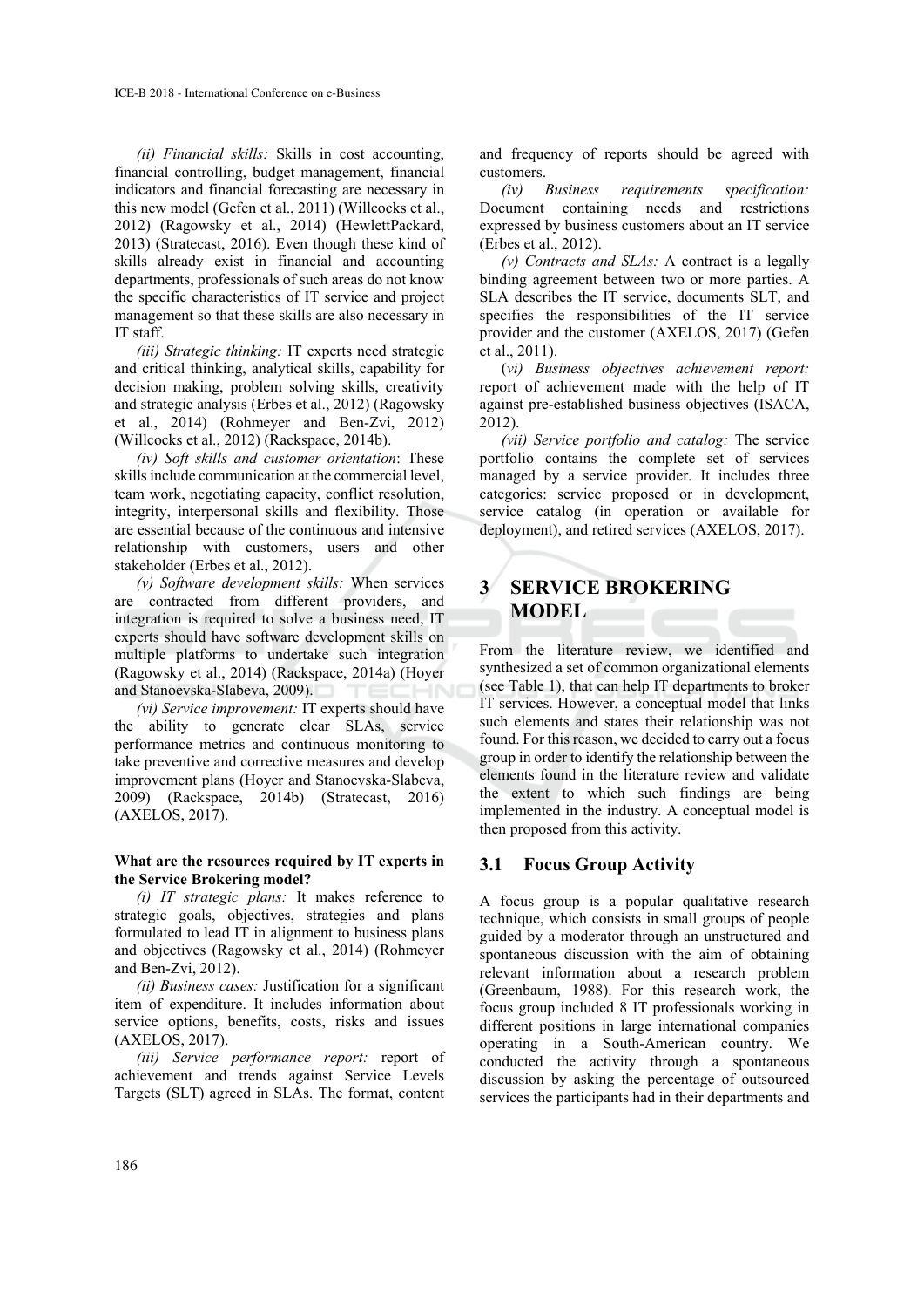*(ii) Financial skills:* Skills in cost accounting, financial controlling, budget management, financial indicators and financial forecasting are necessary in this new model (Gefen et al., 2011) (Willcocks et al., 2012) (Ragowsky et al., 2014) (HewlettPackard, 2013) (Stratecast, 2016). Even though these kind of skills already exist in financial and accounting departments, professionals of such areas do not know the specific characteristics of IT service and project management so that these skills are also necessary in IT staff.

*(iii) Strategic thinking:* IT experts need strategic and critical thinking, analytical skills, capability for decision making, problem solving skills, creativity and strategic analysis (Erbes et al., 2012) (Ragowsky et al., 2014) (Rohmeyer and Ben-Zvi, 2012) (Willcocks et al., 2012) (Rackspace, 2014b).

*(iv) Soft skills and customer orientation*: These skills include communication at the commercial level, team work, negotiating capacity, conflict resolution, integrity, interpersonal skills and flexibility. Those are essential because of the continuous and intensive relationship with customers, users and other stakeholder (Erbes et al., 2012).

*(v) Software development skills:* When services are contracted from different providers, and integration is required to solve a business need, IT experts should have software development skills on multiple platforms to undertake such integration (Ragowsky et al., 2014) (Rackspace, 2014a) (Hoyer and Stanoevska-Slabeva, 2009).

*(vi) Service improvement:* IT experts should have the ability to generate clear SLAs, service performance metrics and continuous monitoring to take preventive and corrective measures and develop improvement plans (Hoyer and Stanoevska-Slabeva, 2009) (Rackspace, 2014b) (Stratecast, 2016) (AXELOS, 2017).

**What are the resources required by IT experts in the Service Brokering model?**

*(i) IT strategic plans:* It makes reference to strategic goals, objectives, strategies and plans formulated to lead IT in alignment to business plans and objectives (Ragowsky et al., 2014) (Rohmeyer and Ben-Zvi, 2012).

*(ii) Business cases:* Justification for a significant item of expenditure. It includes information about service options, benefits, costs, risks and issues (AXELOS, 2017).

*(iii) Service performance report:* report of achievement and trends against Service Levels Targets (SLT) agreed in SLAs. The format, content and frequency of reports should be agreed with customers.

*(iv) Business requirements specification:* Document containing needs and restrictions expressed by business customers about an IT service (Erbes et al., 2012).

*(v) Contracts and SLAs:* A contract is a legally binding agreement between two or more parties. A SLA describes the IT service, documents SLT, and specifies the responsibilities of the IT service provider and the customer (AXELOS, 2017) (Gefen et al., 2011).

(*vi) Business objectives achievement report:* report of achievement made with the help of IT against pre-established business objectives (ISACA, 2012).

*(vii) Service portfolio and catalog:* The service portfolio contains the complete set of services managed by a service provider. It includes three categories: service proposed or in development, service catalog (in operation or available for deployment), and retired services (AXELOS, 2017).

## 3 SERVICE BROKERING MODEL

From the literature review, we identified and synthesized a set of common organizational elements (see Table 1), that can help IT departments to broker IT services. However, a conceptual model that links such elements and states their relationship was not found. For this reason, we decided to carry out a focus group in order to identify the relationship between the elements found in the literature review and validate the extent to which such findings are being implemented in the industry. A conceptual model is then proposed from this activity.

### 3.1 Focus Group Activity

A focus group is a popular qualitative research technique, which consists in small groups of people guided by a moderator through an unstructured and spontaneous discussion with the aim of obtaining relevant information about a research problem (Greenbaum, 1988). For this research work, the focus group included 8 IT professionals working in different positions in large international companies operating in a South-American country. We conducted the activity through a spontaneous discussion by asking the percentage of outsourced services the participants had in their departments and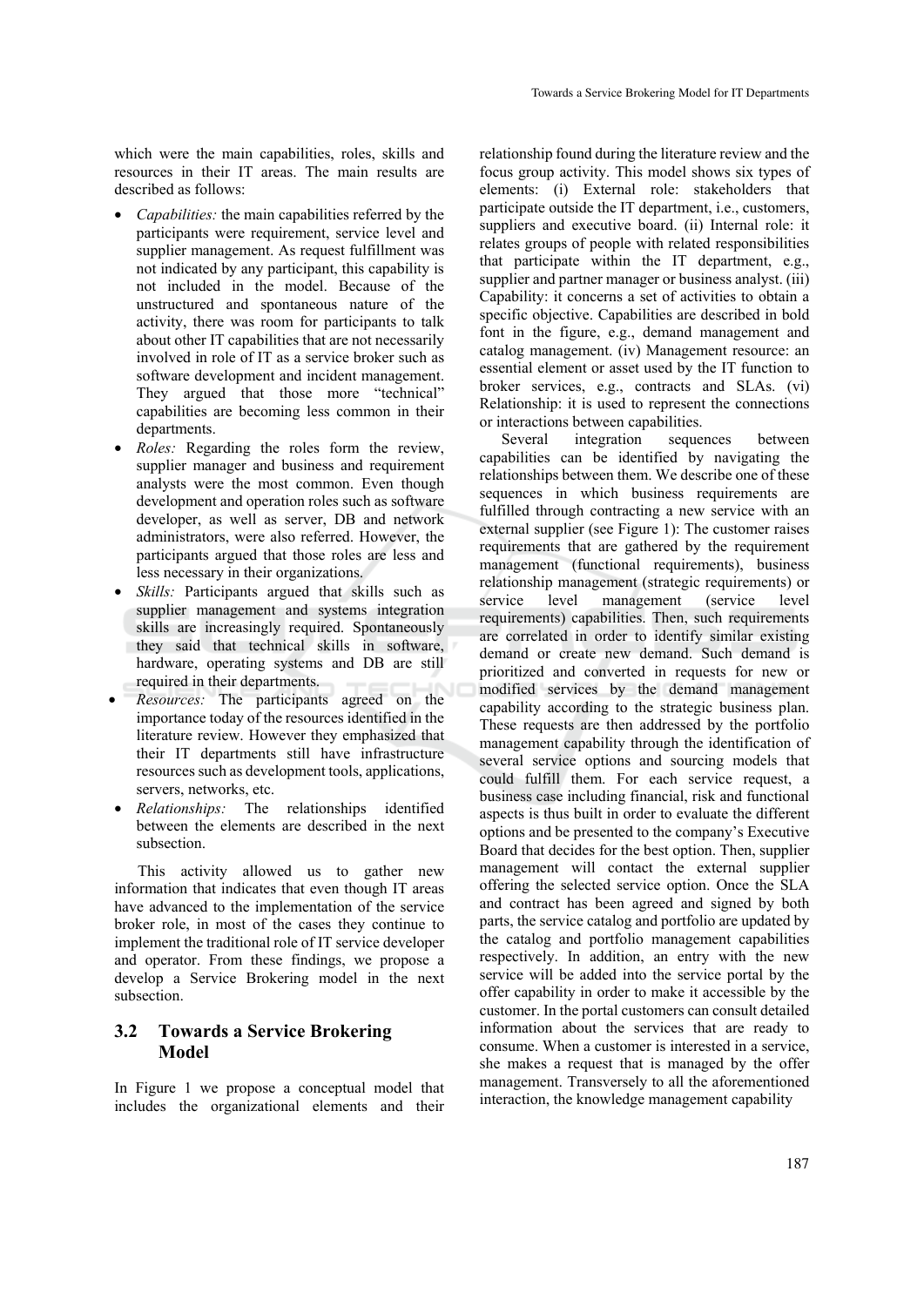which were the main capabilities, roles, skills and resources in their IT areas. The main results are described as follows:

- *Capabilities:* the main capabilities referred by the participants were requirement, service level and supplier management. As request fulfillment was not indicated by any participant, this capability is not included in the model. Because of the unstructured and spontaneous nature of the activity, there was room for participants to talk about other IT capabilities that are not necessarily involved in role of IT as a service broker such as software development and incident management. They argued that those more "technical" capabilities are becoming less common in their departments.
- *Roles:* Regarding the roles form the review, supplier manager and business and requirement analysts were the most common. Even though development and operation roles such as software developer, as well as server, DB and network administrators, were also referred. However, the participants argued that those roles are less and less necessary in their organizations.
- *Skills:* Participants argued that skills such as supplier management and systems integration skills are increasingly required. Spontaneously they said that technical skills in software, hardware, operating systems and DB are still required in their departments.
- *Resources:* The participants agreed on the importance today of the resources identified in the literature review. However they emphasized that their IT departments still have infrastructure resources such as development tools, applications, servers, networks, etc.
- *Relationships:* The relationships identified between the elements are described in the next subsection.

This activity allowed us to gather new information that indicates that even though IT areas have advanced to the implementation of the service broker role, in most of the cases they continue to implement the traditional role of IT service developer and operator. From these findings, we propose a develop a Service Brokering model in the next subsection.

### 3.2 Towards a Service Brokering Model

In Figure 1 we propose a conceptual model that includes the organizational elements and their relationship found during the literature review and the focus group activity. This model shows six types of elements: (i) External role: stakeholders that participate outside the IT department, i.e., customers, suppliers and executive board. (ii) Internal role: it relates groups of people with related responsibilities that participate within the IT department, e.g., supplier and partner manager or business analyst. (iii) Capability: it concerns a set of activities to obtain a specific objective. Capabilities are described in bold font in the figure, e.g., demand management and catalog management. (iv) Management resource: an essential element or asset used by the IT function to broker services, e.g., contracts and SLAs. (vi) Relationship: it is used to represent the connections or interactions between capabilities.

Several integration sequences between capabilities can be identified by navigating the relationships between them. We describe one of these sequences in which business requirements are fulfilled through contracting a new service with an external supplier (see Figure 1): The customer raises requirements that are gathered by the requirement management (functional requirements), business relationship management (strategic requirements) or service level management (service level requirements) capabilities. Then, such requirements are correlated in order to identify similar existing demand or create new demand. Such demand is prioritized and converted in requests for new or modified services by the demand management capability according to the strategic business plan. These requests are then addressed by the portfolio management capability through the identification of several service options and sourcing models that could fulfill them. For each service request, a business case including financial, risk and functional aspects is thus built in order to evaluate the different options and be presented to the company's Executive Board that decides for the best option. Then, supplier management will contact the external supplier offering the selected service option. Once the SLA and contract has been agreed and signed by both parts, the service catalog and portfolio are updated by the catalog and portfolio management capabilities respectively. In addition, an entry with the new service will be added into the service portal by the offer capability in order to make it accessible by the customer. In the portal customers can consult detailed information about the services that are ready to consume. When a customer is interested in a service, she makes a request that is managed by the offer management. Transversely to all the aforementioned interaction, the knowledge management capability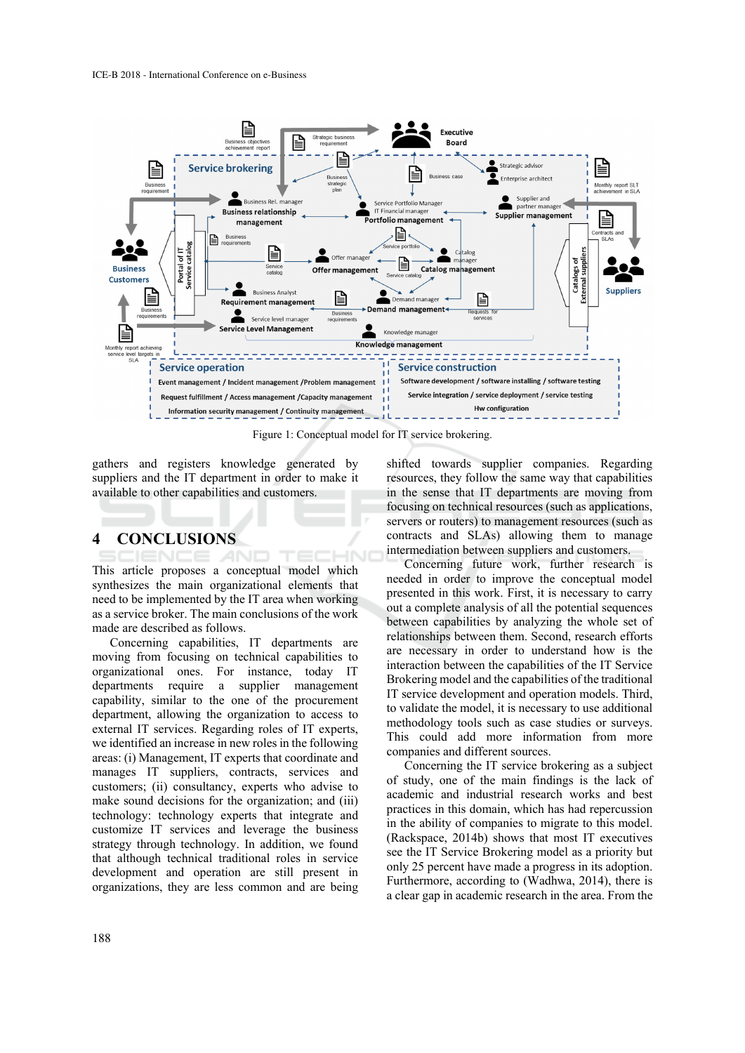Figure 1: Conceptual model for IT service brokering.

gathers and registers knowledge generated by suppliers and the IT department in order to make it available to other capabilities and customers.

## 4 CONCLUSIONS

This article proposes a conceptual model which synthesizes the main organizational elements that need to be implemented by the IT area when working as a service broker. The main conclusions of the work made are described as follows.

Concerning capabilities, IT departments are moving from focusing on technical capabilities to organizational ones. For instance, today IT departments require a supplier management capability, similar to the one of the procurement department, allowing the organization to access to external IT services. Regarding roles of IT experts, we identified an increase in new roles in the following areas: (i) Management, IT experts that coordinate and manages IT suppliers, contracts, services and customers; (ii) consultancy, experts who advise to make sound decisions for the organization; and (iii) technology: technology experts that integrate and customize IT services and leverage the business strategy through technology. In addition, we found that although technical traditional roles in service development and operation are still present in organizations, they are less common and are being shifted towards supplier companies. Regarding resources, they follow the same way that capabilities in the sense that IT departments are moving from focusing on technical resources (such as applications, servers or routers) to management resources (such as contracts and SLAs) allowing them to manage intermediation between suppliers and customers.

Concerning future work, further research is needed in order to improve the conceptual model presented in this work. First, it is necessary to carry out a complete analysis of all the potential sequences between capabilities by analyzing the whole set of relationships between them. Second, research efforts are necessary in order to understand how is the interaction between the capabilities of the IT Service Brokering model and the capabilities of the traditional IT service development and operation models. Third, to validate the model, it is necessary to use additional methodology tools such as case studies or surveys. This could add more information from more companies and different sources.

Concerning the IT service brokering as a subject of study, one of the main findings is the lack of academic and industrial research works and best practices in this domain, which has had repercussion in the ability of companies to migrate to this model. (Rackspace, 2014b) shows that most IT executives see the IT Service Brokering model as a priority but only 25 percent have made a progress in its adoption. Furthermore, according to (Wadhwa, 2014), there is a clear gap in academic research in the area. From the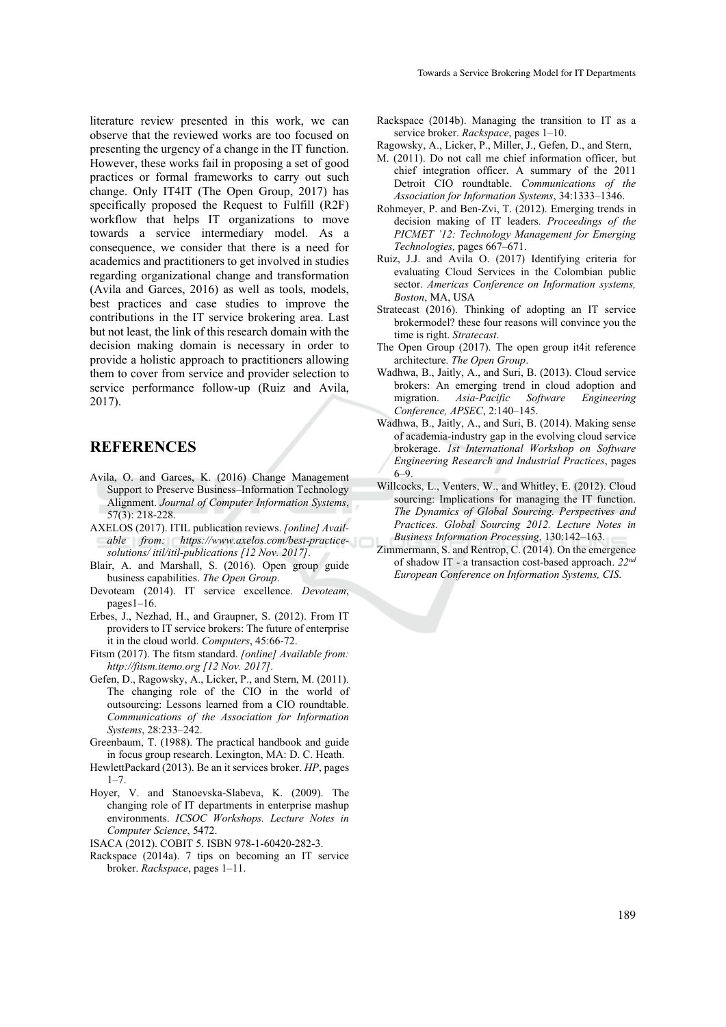literature review presented in this work, we can observe that the reviewed works are too focused on presenting the urgency of a change in the IT function. However, these works fail in proposing a set of good practices or formal frameworks to carry out such change. Only IT4IT (The Open Group, 2017) has specifically proposed the Request to Fulfill (R2F) workflow that helps IT organizations to move towards a service intermediary model. As a consequence, we consider that there is a need for academics and practitioners to get involved in studies regarding organizational change and transformation (Avila and Garces, 2016) as well as tools, models, best practices and case studies to improve the contributions in the IT service brokering area. Last but not least, the link of this research domain with the decision making domain is necessary in order to provide a holistic approach to practitioners allowing them to cover from service and provider selection to service performance follow-up (Ruiz and Avila, 2017).

## REFERENCES

Avila, O. and Garces, K. (2016) Change Management Support to Preserve Business–Information Technology Alignment. *Journal of Computer Information Systems*, 57(3): 218-228.

AXELOS (2017). ITIL publication reviews. *[online] Available from: https://www.axelos.com/best-practice-solutions/ itil/itil-publications [12 Nov. 2017]*.

Blair, A. and Marshall, S. (2016). Open group guide business capabilities. *The Open Group*.

Devoteam (2014). IT service excellence. *Devoteam*, pages1–16.

Erbes, J., Nezhad, H., and Graupner, S. (2012). From IT providers to IT service brokers: The future of enterprise it in the cloud world. *Computers*, 45:66-72.

Fitsm (2017). The fitsm standard. *[online] Available from: http://fitsm.itemo.org [12 Nov. 2017]*.

Gefen, D., Ragowsky, A., Licker, P., and Stern, M. (2011). The changing role of the CIO in the world of outsourcing: Lessons learned from a CIO roundtable. *Communications of the Association for Information Systems*, 28:233–242.

Greenbaum, T. (1988). The practical handbook and guide in focus group research. Lexington, MA: D. C. Heath.

HewlettPackard (2013). Be an it services broker. *HP*, pages 1–7.

Hoyer, V. and Stanoevska-Slabeva, K. (2009). The changing role of IT departments in enterprise mashup environments. *ICSOC Workshops. Lecture Notes in Computer Science*, 5472.

ISACA (2012). COBIT 5. ISBN 978-1-60420-282-3.

Rackspace (2014a). 7 tips on becoming an IT service broker. *Rackspace*, pages 1–11.

Rackspace (2014b). Managing the transition to IT as a service broker. *Rackspace*, pages 1–10.

Ragowsky, A., Licker, P., Miller, J., Gefen, D., and Stern, M. (2011). Do not call me chief information officer, but chief integration officer. A summary of the 2011 Detroit CIO roundtable. *Communications of the Association for Information Systems*, 34:1333–1346.

Rohmeyer, P. and Ben-Zvi, T. (2012). Emerging trends in decision making of IT leaders. *Proceedings of the PICMET '12: Technology Management for Emerging Technologies,* pages 667–671.

Ruiz, J.J. and Avila O. (2017) Identifying criteria for evaluating Cloud Services in the Colombian public sector. *Americas Conference on Information systems, Boston*, MA, USA

Stratecast (2016). Thinking of adopting an IT service brokermodel? these four reasons will convince you the time is right. *Stratecast*.

The Open Group (2017). The open group it4it reference architecture. *The Open Group*.

Wadhwa, B., Jaitly, A., and Suri, B. (2013). Cloud service brokers: An emerging trend in cloud adoption and migration. *Asia-Pacific Software Engineering Conference, APSEC*, 2:140–145.

Wadhwa, B., Jaitly, A., and Suri, B. (2014). Making sense of academia-industry gap in the evolving cloud service brokerage. *1st International Workshop on Software Engineering Research and Industrial Practices*, pages 6–9.

Willcocks, L., Venters, W., and Whitley, E. (2012). Cloud sourcing: Implications for managing the IT function. *The Dynamics of Global Sourcing. Perspectives and Practices. Global Sourcing 2012. Lecture Notes in Business Information Processing*, 130:142–163.

Zimmermann, S. and Rentrop, C. (2014). On the emergence of shadow IT - a transaction cost-based approach. *22nd European Conference on Information Systems, CIS.*